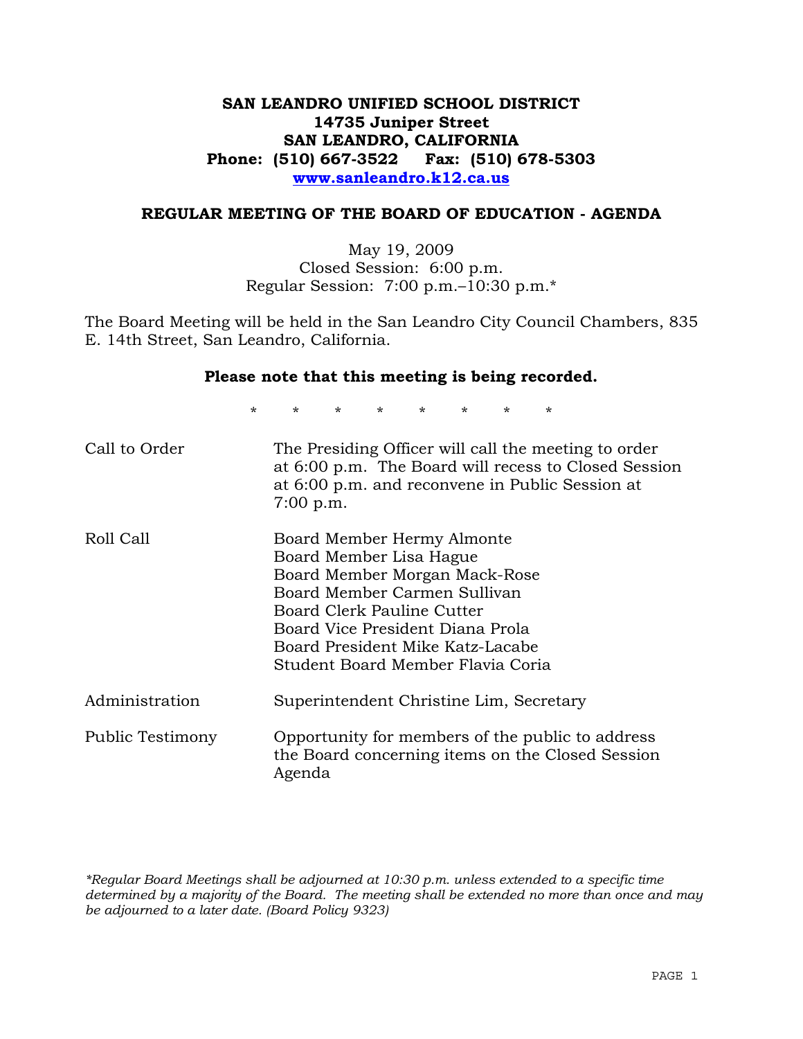# SAN LEANDRO UNIFIED SCHOOL DISTRICT
**14735 Juniper Street**
**SAN LEANDRO, CALIFORNIA**
**Phone: (510) 667-3522 Fax: (510) 678-5303**
**www.sanleandro.k12.ca.us**

## REGULAR MEETING OF THE BOARD OF EDUCATION - AGENDA

May 19, 2009
Closed Session: 6:00 p.m.
Regular Session: 7:00 p.m.–10:30 p.m.*

The Board Meeting will be held in the San Leandro City Council Chambers, 835 E. 14th Street, San Leandro, California.

**Please note that this meeting is being recorded.**

\* \* \* \* \* \* \* \*

| | |
|---|---|
| Call to Order | The Presiding Officer will call the meeting to order at 6:00 p.m. The Board will recess to Closed Session at 6:00 p.m. and reconvene in Public Session at 7:00 p.m. |
| Roll Call | Board Member Hermy Almonte<br>Board Member Lisa Hague<br>Board Member Morgan Mack-Rose<br>Board Member Carmen Sullivan<br>Board Clerk Pauline Cutter<br>Board Vice President Diana Prola<br>Board President Mike Katz-Lacabe<br>Student Board Member Flavia Coria |
| Administration | Superintendent Christine Lim, Secretary |
| Public Testimony | Opportunity for members of the public to address the Board concerning items on the Closed Session Agenda |

*\*Regular Board Meetings shall be adjourned at 10:30 p.m. unless extended to a specific time determined by a majority of the Board. The meeting shall be extended no more than once and may be adjourned to a later date. (Board Policy 9323)*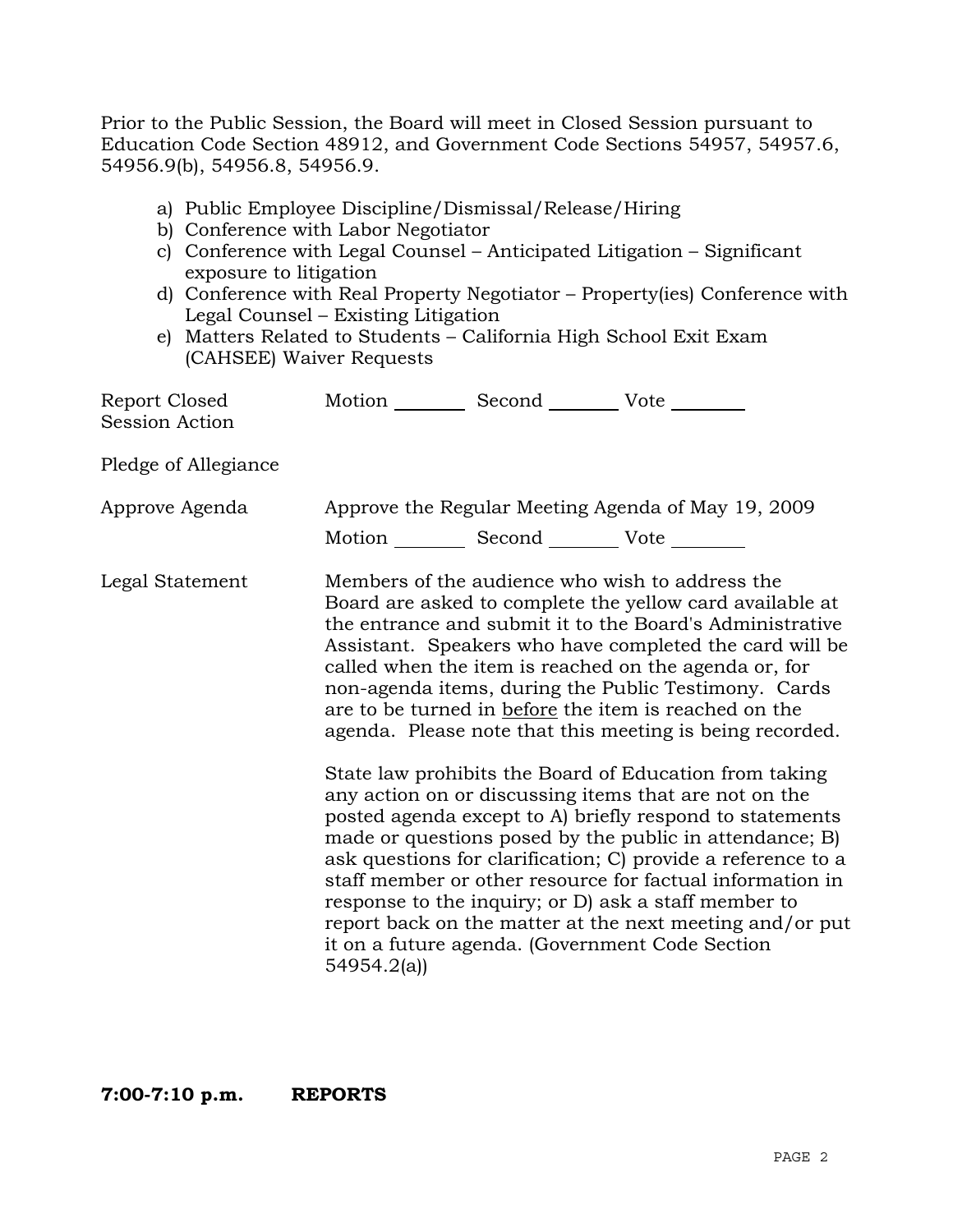Prior to the Public Session, the Board will meet in Closed Session pursuant to Education Code Section 48912, and Government Code Sections 54957, 54957.6, 54956.9(b), 54956.8, 54956.9.

a) Public Employee Discipline/Dismissal/Release/Hiring
b) Conference with Labor Negotiator
c) Conference with Legal Counsel – Anticipated Litigation – Significant exposure to litigation
d) Conference with Real Property Negotiator – Property(ies) Conference with Legal Counsel – Existing Litigation
e) Matters Related to Students – California High School Exit Exam (CAHSEE) Waiver Requests

Report Closed Session Action — Motion ________ Second ________ Vote ________

Pledge of Allegiance

Approve Agenda — Approve the Regular Meeting Agenda of May 19, 2009

Motion ________ Second ________ Vote ________

Legal Statement — Members of the audience who wish to address the Board are asked to complete the yellow card available at the entrance and submit it to the Board's Administrative Assistant. Speakers who have completed the card will be called when the item is reached on the agenda or, for non-agenda items, during the Public Testimony. Cards are to be turned in before the item is reached on the agenda. Please note that this meeting is being recorded.

State law prohibits the Board of Education from taking any action on or discussing items that are not on the posted agenda except to A) briefly respond to statements made or questions posed by the public in attendance; B) ask questions for clarification; C) provide a reference to a staff member or other resource for factual information in response to the inquiry; or D) ask a staff member to report back on the matter at the next meeting and/or put it on a future agenda. (Government Code Section 54954.2(a))

**7:00-7:10 p.m. REPORTS**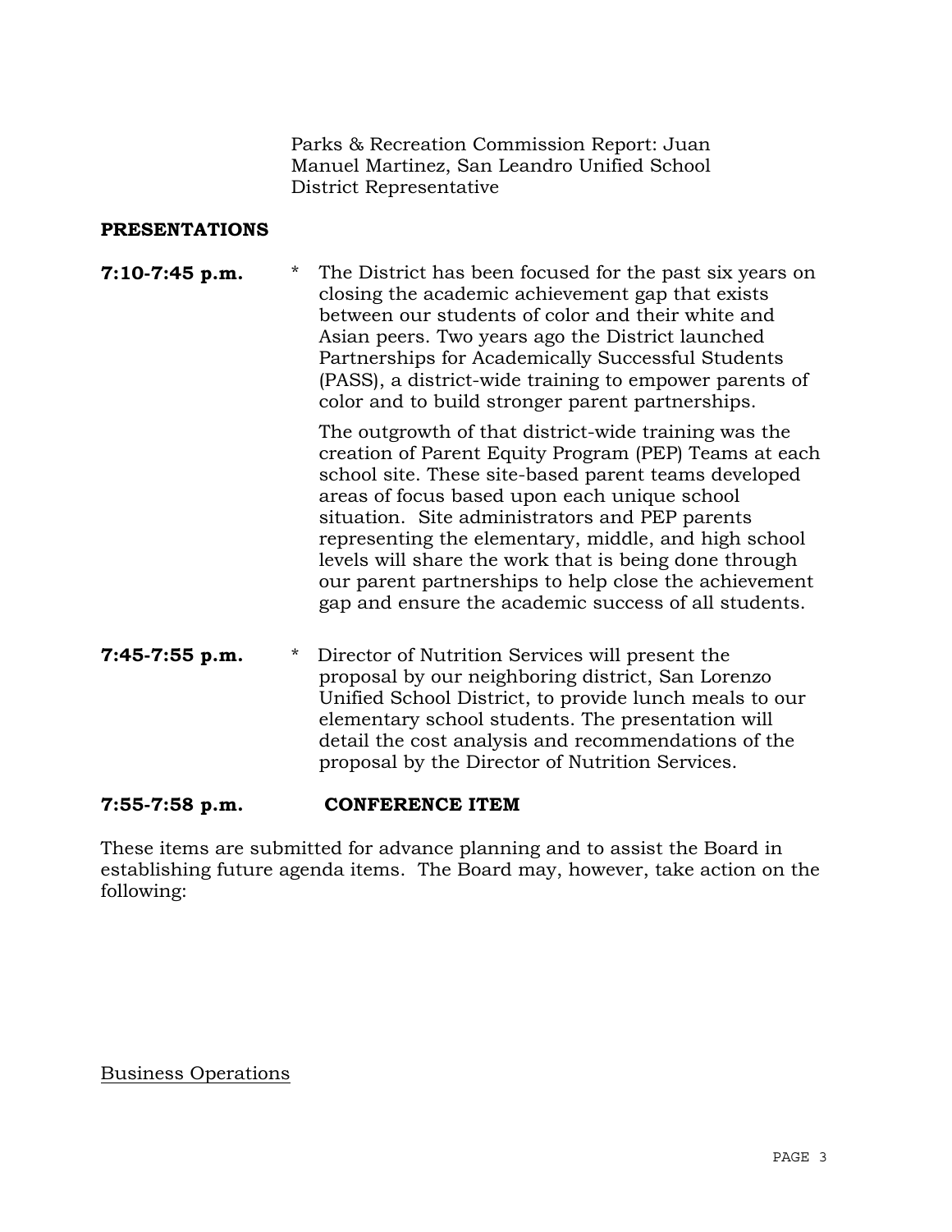Parks & Recreation Commission Report: Juan Manuel Martinez, San Leandro Unified School District Representative

**PRESENTATIONS**

**7:10-7:45 p.m.** * The District has been focused for the past six years on closing the academic achievement gap that exists between our students of color and their white and Asian peers. Two years ago the District launched Partnerships for Academically Successful Students (PASS), a district-wide training to empower parents of color and to build stronger parent partnerships.

The outgrowth of that district-wide training was the creation of Parent Equity Program (PEP) Teams at each school site. These site-based parent teams developed areas of focus based upon each unique school situation. Site administrators and PEP parents representing the elementary, middle, and high school levels will share the work that is being done through our parent partnerships to help close the achievement gap and ensure the academic success of all students.

**7:45-7:55 p.m.** * Director of Nutrition Services will present the proposal by our neighboring district, San Lorenzo Unified School District, to provide lunch meals to our elementary school students. The presentation will detail the cost analysis and recommendations of the proposal by the Director of Nutrition Services.

**7:55-7:58 p.m.** **CONFERENCE ITEM**

These items are submitted for advance planning and to assist the Board in establishing future agenda items. The Board may, however, take action on the following:

Business Operations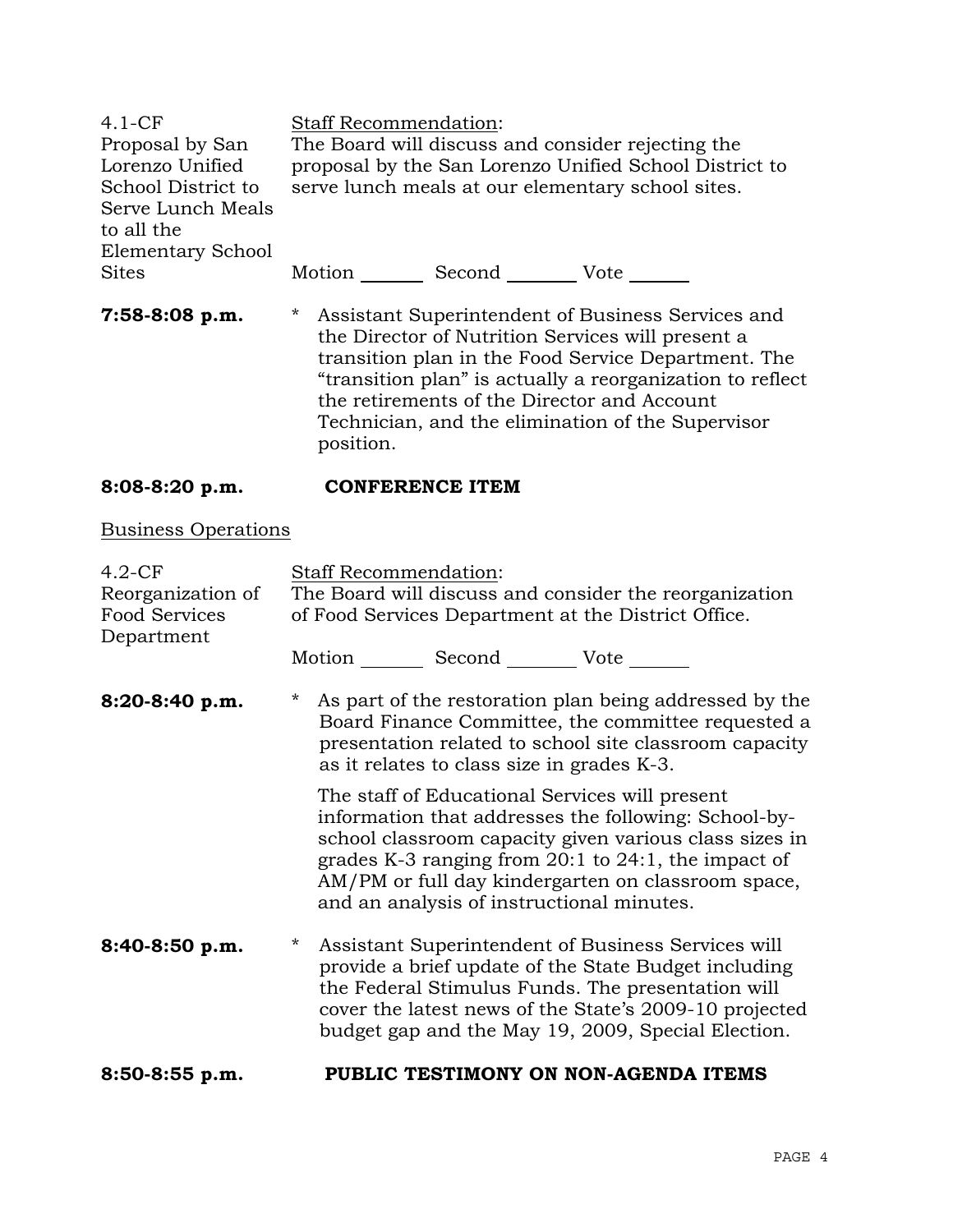4.1-CF
Proposal by San Lorenzo Unified School District to Serve Lunch Meals to all the Elementary School Sites

Staff Recommendation:
The Board will discuss and consider rejecting the proposal by the San Lorenzo Unified School District to serve lunch meals at our elementary school sites.

Motion _______ Second ________ Vote ______

**7:58-8:08 p.m.**

* Assistant Superintendent of Business Services and the Director of Nutrition Services will present a transition plan in the Food Service Department. The "transition plan" is actually a reorganization to reflect the retirements of the Director and Account Technician, and the elimination of the Supervisor position.

**8:08-8:20 p.m.** **CONFERENCE ITEM**

Business Operations

4.2-CF
Reorganization of Food Services Department

Staff Recommendation:
The Board will discuss and consider the reorganization of Food Services Department at the District Office.

Motion _______ Second ________ Vote ______

**8:20-8:40 p.m.**

* As part of the restoration plan being addressed by the Board Finance Committee, the committee requested a presentation related to school site classroom capacity as it relates to class size in grades K-3.

The staff of Educational Services will present information that addresses the following: School-by-school classroom capacity given various class sizes in grades K-3 ranging from 20:1 to 24:1, the impact of AM/PM or full day kindergarten on classroom space, and an analysis of instructional minutes.

**8:40-8:50 p.m.**

* Assistant Superintendent of Business Services will provide a brief update of the State Budget including the Federal Stimulus Funds. The presentation will cover the latest news of the State's 2009-10 projected budget gap and the May 19, 2009, Special Election.

**8:50-8:55 p.m.** **PUBLIC TESTIMONY ON NON-AGENDA ITEMS**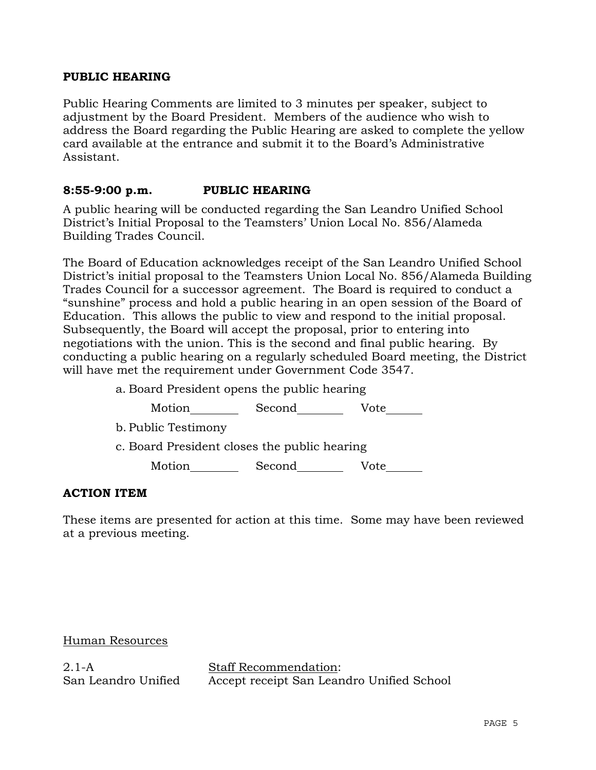**PUBLIC HEARING**

Public Hearing Comments are limited to 3 minutes per speaker, subject to adjustment by the Board President. Members of the audience who wish to address the Board regarding the Public Hearing are asked to complete the yellow card available at the entrance and submit it to the Board's Administrative Assistant.

**8:55-9:00 p.m. PUBLIC HEARING**

A public hearing will be conducted regarding the San Leandro Unified School District's Initial Proposal to the Teamsters' Union Local No. 856/Alameda Building Trades Council.

The Board of Education acknowledges receipt of the San Leandro Unified School District's initial proposal to the Teamsters Union Local No. 856/Alameda Building Trades Council for a successor agreement. The Board is required to conduct a "sunshine" process and hold a public hearing in an open session of the Board of Education. This allows the public to view and respond to the initial proposal. Subsequently, the Board will accept the proposal, prior to entering into negotiations with the union. This is the second and final public hearing. By conducting a public hearing on a regularly scheduled Board meeting, the District will have met the requirement under Government Code 3547.

a. Board President opens the public hearing

Motion________ Second________ Vote______

b. Public Testimony

c. Board President closes the public hearing

Motion________ Second________ Vote______

**ACTION ITEM**

These items are presented for action at this time. Some may have been reviewed at a previous meeting.

Human Resources

2.1-A
San Leandro Unified

Staff Recommendation:
Accept receipt San Leandro Unified School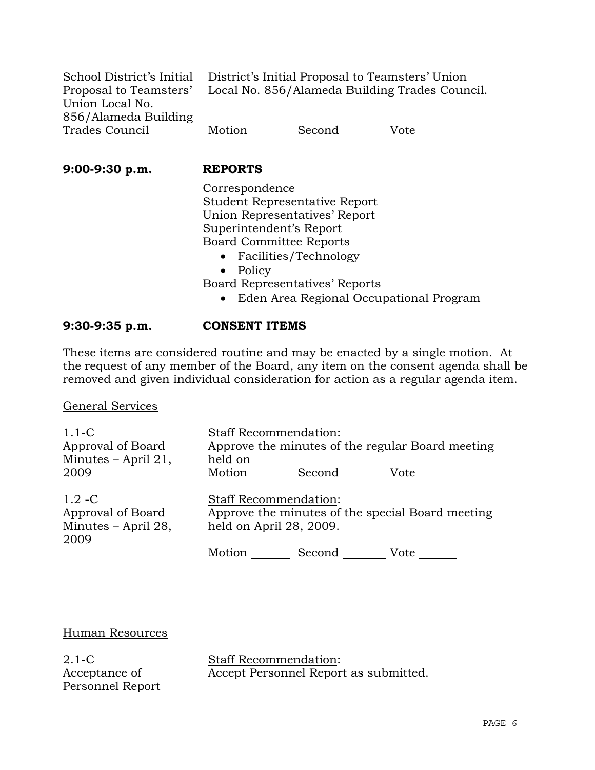School District's Initial Proposal to Teamsters' Union Local No. 856/Alameda Building Trades Council

District's Initial Proposal to Teamsters' Union Local No. 856/Alameda Building Trades Council.

Motion _______ Second ________ Vote _______

**9:00-9:30 p.m.** **REPORTS**

Correspondence
Student Representative Report
Union Representatives' Report
Superintendent's Report
Board Committee Reports

- Facilities/Technology
- Policy

Board Representatives' Reports

- Eden Area Regional Occupational Program

**9:30-9:35 p.m.** **CONSENT ITEMS**

These items are considered routine and may be enacted by a single motion. At the request of any member of the Board, any item on the consent agenda shall be removed and given individual consideration for action as a regular agenda item.

General Services

1.1-C
Approval of Board Minutes – April 21, 2009

Staff Recommendation:
Approve the minutes of the regular Board meeting held on

Motion _______ Second ________ Vote _______

1.2 -C
Approval of Board Minutes – April 28, 2009

Staff Recommendation:
Approve the minutes of the special Board meeting held on April 28, 2009.

Motion _______ Second ________ Vote _______

Human Resources

2.1-C
Acceptance of Personnel Report

Staff Recommendation:
Accept Personnel Report as submitted.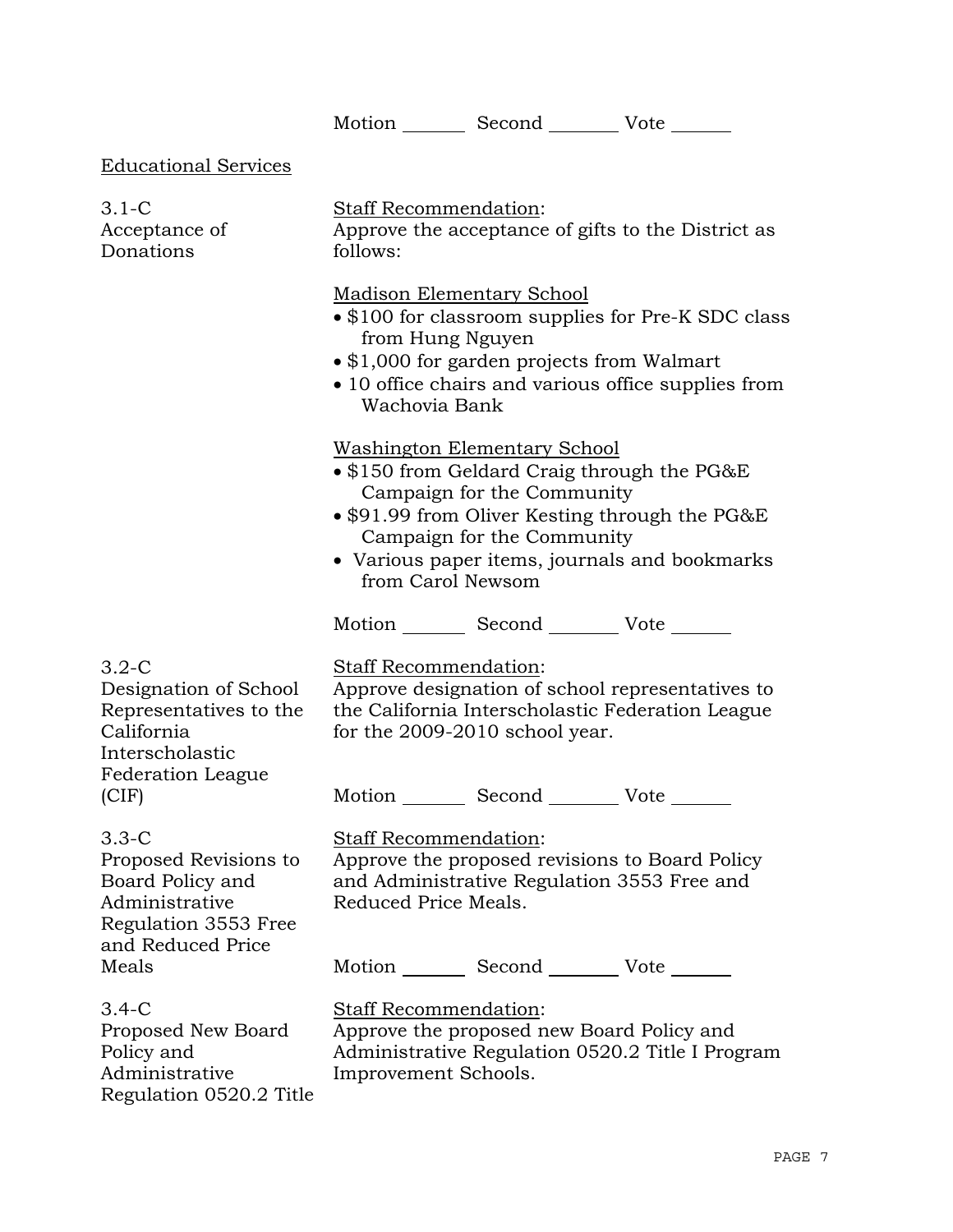Motion _______ Second _______ Vote _______

Educational Services

**3.1-C Acceptance of Donations**

Staff Recommendation:
Approve the acceptance of gifts to the District as follows:

Madison Elementary School

- $100 for classroom supplies for Pre-K SDC class from Hung Nguyen
- $1,000 for garden projects from Walmart
- 10 office chairs and various office supplies from Wachovia Bank

Washington Elementary School

- $150 from Geldard Craig through the PG&E Campaign for the Community
- $91.99 from Oliver Kesting through the PG&E Campaign for the Community
- Various paper items, journals and bookmarks from Carol Newsom

Motion _______ Second _______ Vote _______

**3.2-C Designation of School Representatives to the California Interscholastic Federation League (CIF)**

Staff Recommendation:
Approve designation of school representatives to the California Interscholastic Federation League for the 2009-2010 school year.

Motion _______ Second _______ Vote _______

**3.3-C Proposed Revisions to Board Policy and Administrative Regulation 3553 Free and Reduced Price Meals**

Staff Recommendation:
Approve the proposed revisions to Board Policy and Administrative Regulation 3553 Free and Reduced Price Meals.

Motion _______ Second _______ Vote _______

**3.4-C Proposed New Board Policy and Administrative Regulation 0520.2 Title**

Staff Recommendation:
Approve the proposed new Board Policy and Administrative Regulation 0520.2 Title I Program Improvement Schools.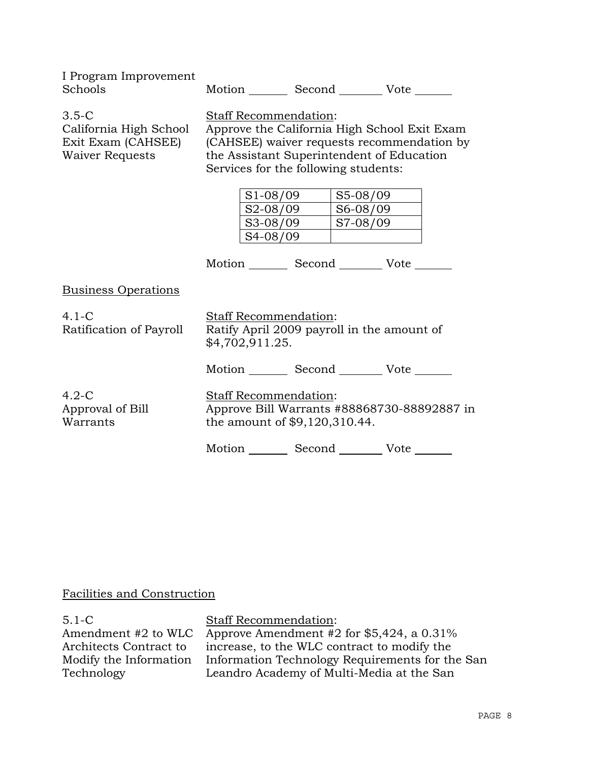I Program Improvement Schools

Motion _______ Second _______ Vote _______

3.5-C
California High School Exit Exam (CAHSEE) Waiver Requests

Staff Recommendation:
Approve the California High School Exit Exam (CAHSEE) waiver requests recommendation by the Assistant Superintendent of Education Services for the following students:

| | |
|---|---|
| S1-08/09 | S5-08/09 |
| S2-08/09 | S6-08/09 |
| S3-08/09 | S7-08/09 |
| S4-08/09 | |

Motion _______ Second _______ Vote _______

Business Operations

4.1-C
Ratification of Payroll

Staff Recommendation:
Ratify April 2009 payroll in the amount of $4,702,911.25.

Motion _______ Second _______ Vote _______

4.2-C
Approval of Bill Warrants

Staff Recommendation:
Approve Bill Warrants #88868730-88892887 in the amount of $9,120,310.44.

Motion _______ Second _______ Vote _______

Facilities and Construction

5.1-C
Amendment #2 to WLC Architects Contract to Modify the Information Technology

Staff Recommendation:
Approve Amendment #2 for $5,424, a 0.31% increase, to the WLC contract to modify the Information Technology Requirements for the San Leandro Academy of Multi-Media at the San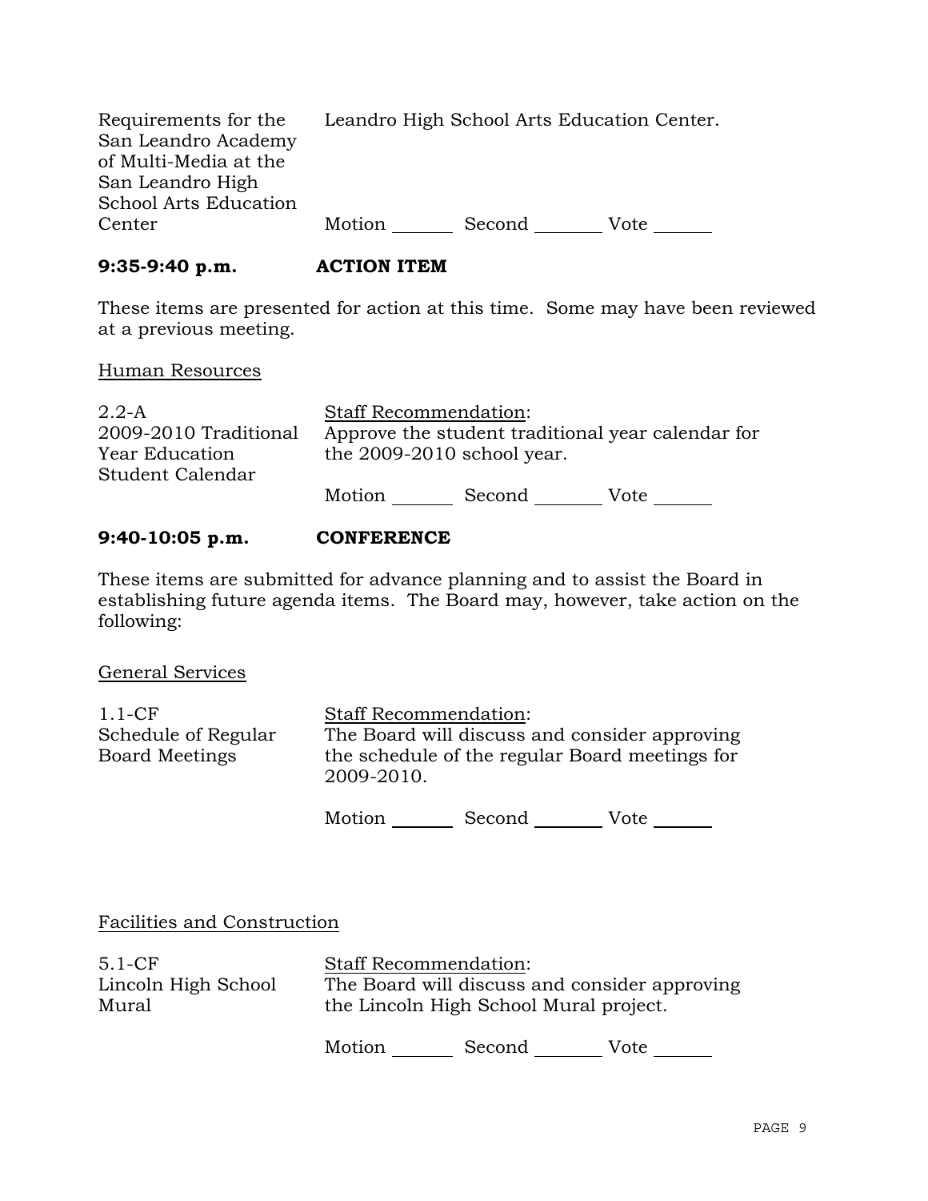| | |
|---|---|
| Requirements for the San Leandro Academy of Multi-Media at the San Leandro High School Arts Education Center | Leandro High School Arts Education Center.<br><br>Motion _______ Second ________ Vote _______ |

**9:35-9:40 p.m. ACTION ITEM**

These items are presented for action at this time. Some may have been reviewed at a previous meeting.

Human Resources

| | |
|---|---|
| 2.2-A<br>2009-2010 Traditional Year Education Student Calendar | Staff Recommendation:<br>Approve the student traditional year calendar for the 2009-2010 school year.<br><br>Motion _______ Second ________ Vote _______ |

**9:40-10:05 p.m. CONFERENCE**

These items are submitted for advance planning and to assist the Board in establishing future agenda items. The Board may, however, take action on the following:

General Services

| | |
|---|---|
| 1.1-CF<br>Schedule of Regular Board Meetings | Staff Recommendation:<br>The Board will discuss and consider approving the schedule of the regular Board meetings for 2009-2010.<br><br>Motion _______ Second ________ Vote _______ |

Facilities and Construction

| | |
|---|---|
| 5.1-CF<br>Lincoln High School Mural | Staff Recommendation:<br>The Board will discuss and consider approving the Lincoln High School Mural project.<br><br>Motion _______ Second ________ Vote _______ |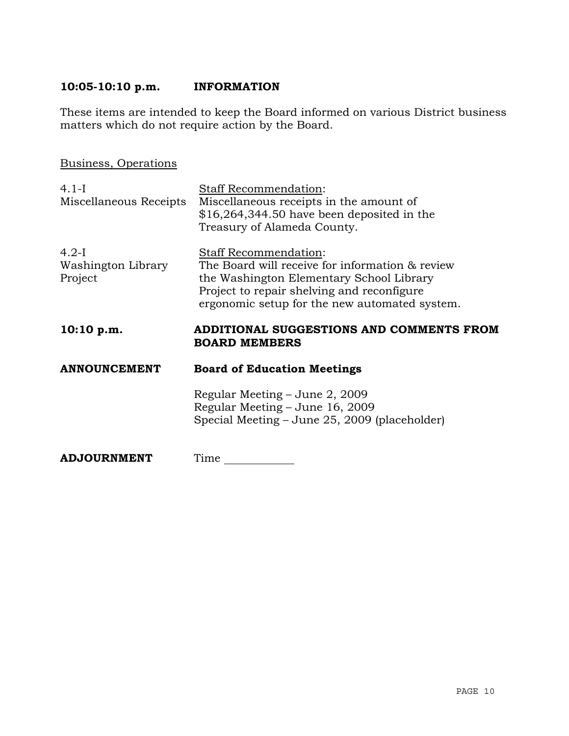**10:05-10:10 p.m. INFORMATION**

These items are intended to keep the Board informed on various District business matters which do not require action by the Board.

Business, Operations

| | |
|---|---|
| 4.1-I<br>Miscellaneous Receipts | Staff Recommendation:<br>Miscellaneous receipts in the amount of $16,264,344.50 have been deposited in the Treasury of Alameda County. |
| 4.2-I<br>Washington Library Project | Staff Recommendation:<br>The Board will receive for information & review the Washington Elementary School Library Project to repair shelving and reconfigure ergonomic setup for the new automated system. |

**10:10 p.m. ADDITIONAL SUGGESTIONS AND COMMENTS FROM BOARD MEMBERS**

**ANNOUNCEMENT Board of Education Meetings**

Regular Meeting – June 2, 2009
Regular Meeting – June 16, 2009
Special Meeting – June 25, 2009 (placeholder)

**ADJOURNMENT** Time ____________